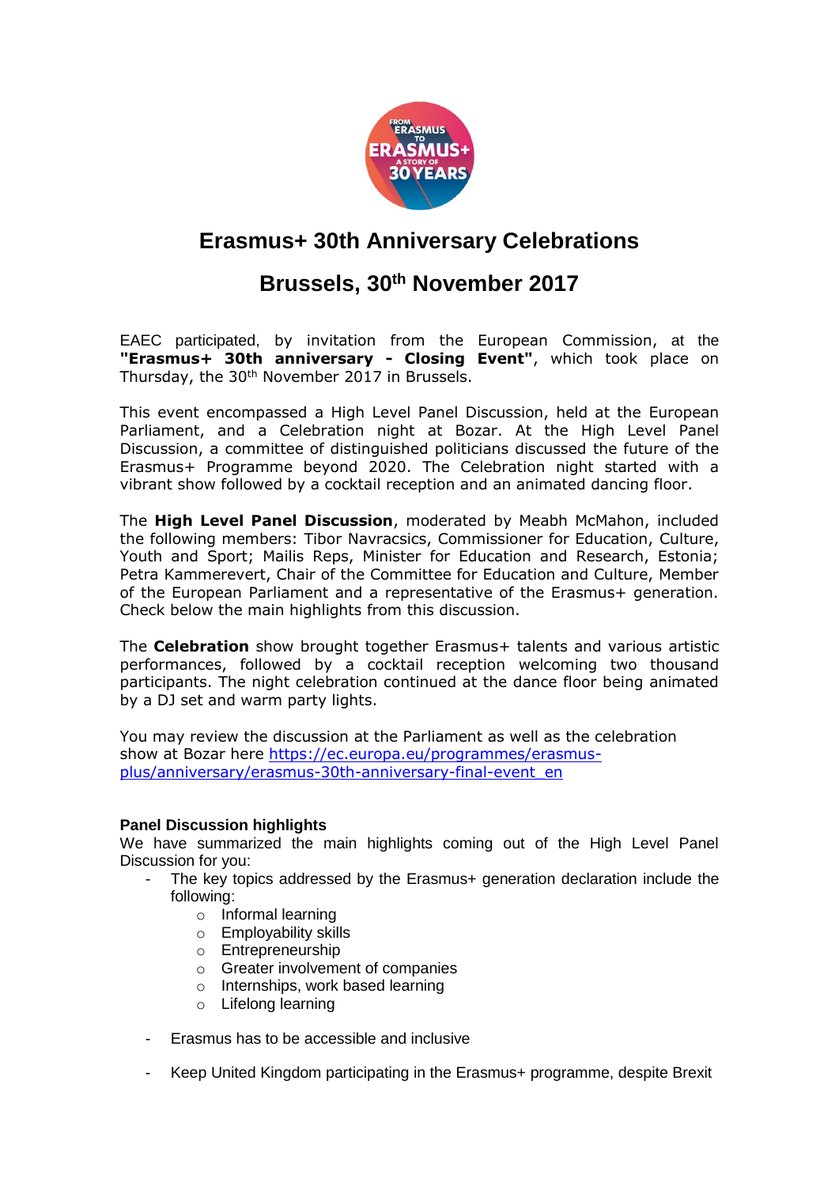# Erasmus+ 30th Anniversary Celebrations

## Brussels, 30th November 2017

EAEC participated, by invitation from the European Commission, at the **"Erasmus+ 30th anniversary - Closing Event"**, which took place on Thursday, the 30th November 2017 in Brussels.

This event encompassed a High Level Panel Discussion, held at the European Parliament, and a Celebration night at Bozar. At the High Level Panel Discussion, a committee of distinguished politicians discussed the future of the Erasmus+ Programme beyond 2020. The Celebration night started with a vibrant show followed by a cocktail reception and an animated dancing floor.

The **High Level Panel Discussion**, moderated by Meabh McMahon, included the following members: Tibor Navracsics, Commissioner for Education, Culture, Youth and Sport; Mailis Reps, Minister for Education and Research, Estonia; Petra Kammerevert, Chair of the Committee for Education and Culture, Member of the European Parliament and a representative of the Erasmus+ generation. Check below the main highlights from this discussion.

The **Celebration** show brought together Erasmus+ talents and various artistic performances, followed by a cocktail reception welcoming two thousand participants. The night celebration continued at the dance floor being animated by a DJ set and warm party lights.

You may review the discussion at the Parliament as well as the celebration show at Bozar here https://ec.europa.eu/programmes/erasmus-plus/anniversary/erasmus-30th-anniversary-final-event_en

### Panel Discussion highlights

We have summarized the main highlights coming out of the High Level Panel Discussion for you:

- The key topics addressed by the Erasmus+ generation declaration include the following:
  - Informal learning
  - Employability skills
  - Entrepreneurship
  - Greater involvement of companies
  - Internships, work based learning
  - Lifelong learning
- Erasmus has to be accessible and inclusive
- Keep United Kingdom participating in the Erasmus+ programme, despite Brexit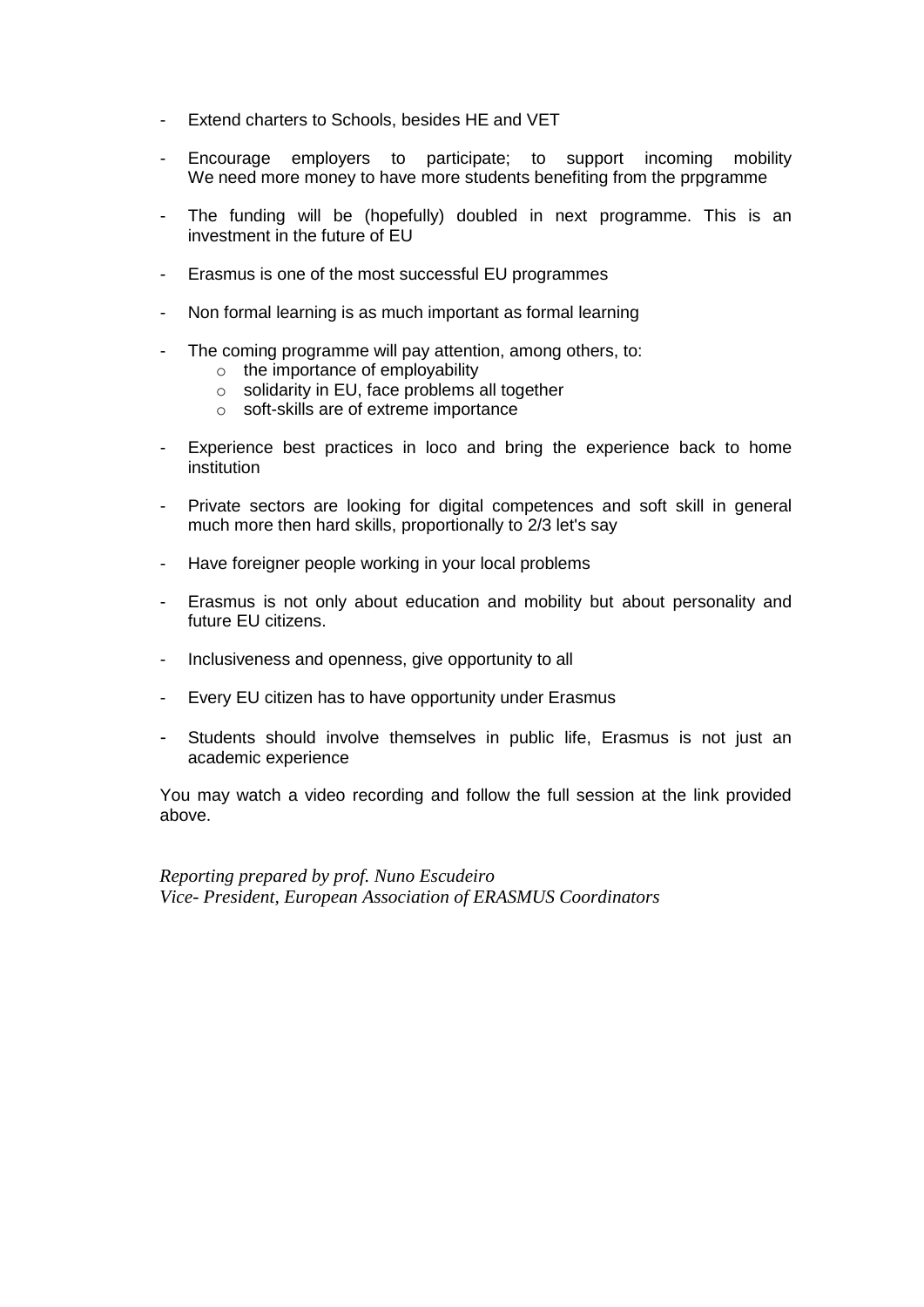- Extend charters to Schools, besides HE and VET

- Encourage employers to participate; to support incoming mobility We need more money to have more students benefiting from the prpgramme

- The funding will be (hopefully) doubled in next programme. This is an investment in the future of EU

- Erasmus is one of the most successful EU programmes

- Non formal learning is as much important as formal learning

- The coming programme will pay attention, among others, to:
  - the importance of employability
  - solidarity in EU, face problems all together
  - soft-skills are of extreme importance

- Experience best practices in loco and bring the experience back to home institution

- Private sectors are looking for digital competences and soft skill in general much more then hard skills, proportionally to 2/3 let's say

- Have foreigner people working in your local problems

- Erasmus is not only about education and mobility but about personality and future EU citizens.

- Inclusiveness and openness, give opportunity to all

- Every EU citizen has to have opportunity under Erasmus

- Students should involve themselves in public life, Erasmus is not just an academic experience

You may watch a video recording and follow the full session at the link provided above.

*Reporting prepared by prof. Nuno Escudeiro*
*Vice- President, European Association of ERASMUS Coordinators*